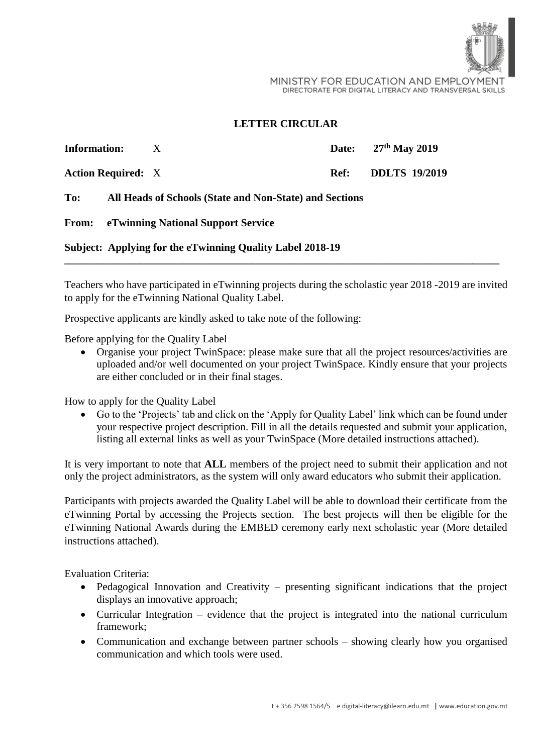MINISTRY FOR EDUCATION AND EMPLOYMENT
DIRECTORATE FOR DIGITAL LITERACY AND TRANSVERSAL SKILLS

## LETTER CIRCULAR

**Information:** X  **Date:** 27th May 2019

**Action Required:** X  **Ref:** DDLTS 19/2019

**To:** All Heads of Schools (State and Non-State) and Sections

**From:** eTwinning National Support Service

**Subject: Applying for the eTwinning Quality Label 2018-19**

---

Teachers who have participated in eTwinning projects during the scholastic year 2018 -2019 are invited to apply for the eTwinning National Quality Label.

Prospective applicants are kindly asked to take note of the following:

Before applying for the Quality Label

- Organise your project TwinSpace: please make sure that all the project resources/activities are uploaded and/or well documented on your project TwinSpace. Kindly ensure that your projects are either concluded or in their final stages.

How to apply for the Quality Label

- Go to the 'Projects' tab and click on the 'Apply for Quality Label' link which can be found under your respective project description. Fill in all the details requested and submit your application, listing all external links as well as your TwinSpace (More detailed instructions attached).

It is very important to note that **ALL** members of the project need to submit their application and not only the project administrators, as the system will only award educators who submit their application.

Participants with projects awarded the Quality Label will be able to download their certificate from the eTwinning Portal by accessing the Projects section. The best projects will then be eligible for the eTwinning National Awards during the EMBED ceremony early next scholastic year (More detailed instructions attached).

Evaluation Criteria:

- Pedagogical Innovation and Creativity – presenting significant indications that the project displays an innovative approach;
- Curricular Integration – evidence that the project is integrated into the national curriculum framework;
- Communication and exchange between partner schools – showing clearly how you organised communication and which tools were used.

t + 356 2598 1564/5 e digital-literacy@ilearn.edu.mt | www.education.gov.mt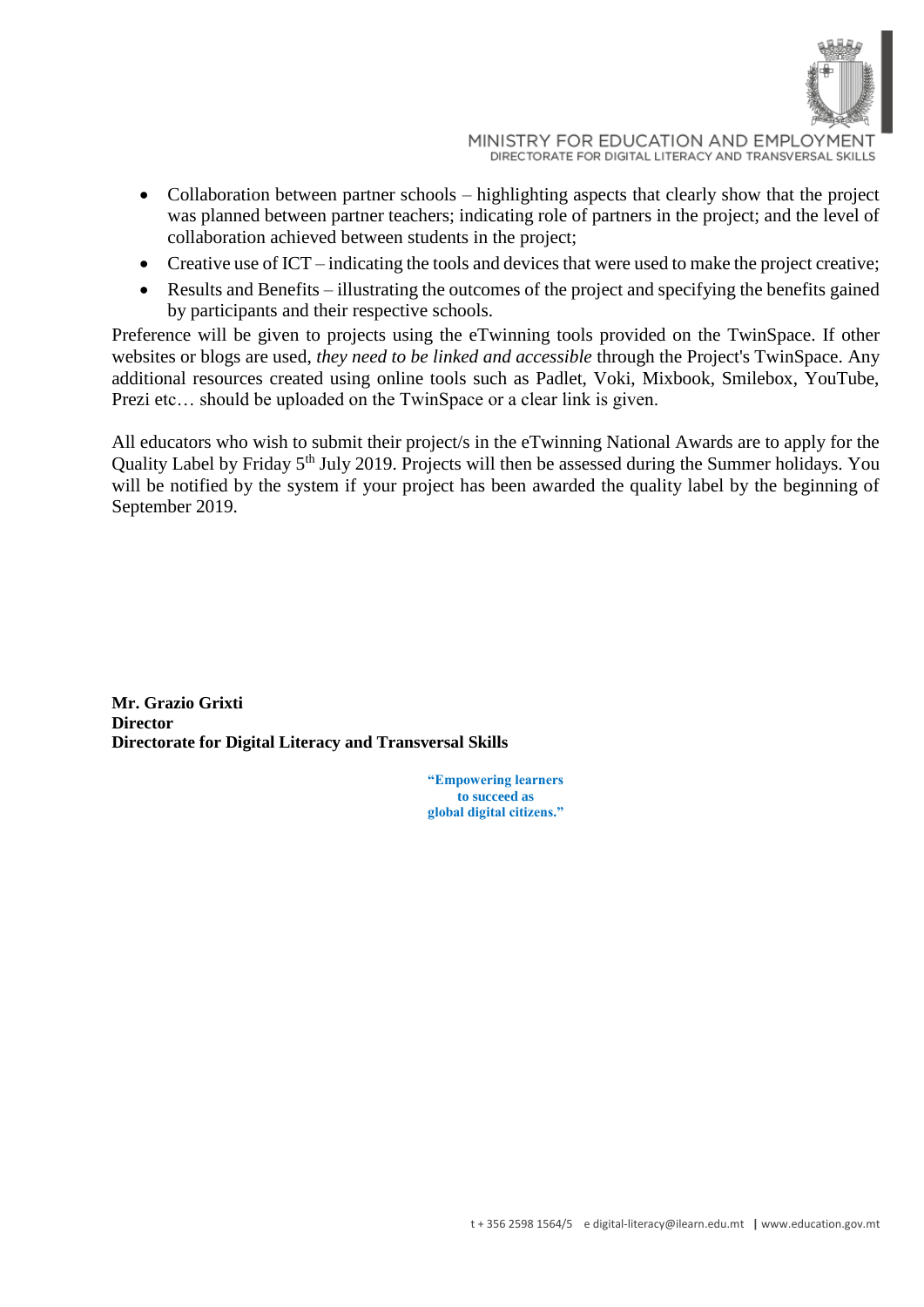- Collaboration between partner schools – highlighting aspects that clearly show that the project was planned between partner teachers; indicating role of partners in the project; and the level of collaboration achieved between students in the project;
- Creative use of ICT – indicating the tools and devices that were used to make the project creative;
- Results and Benefits – illustrating the outcomes of the project and specifying the benefits gained by participants and their respective schools.

Preference will be given to projects using the eTwinning tools provided on the TwinSpace. If other websites or blogs are used, *they need to be linked and accessible* through the Project's TwinSpace. Any additional resources created using online tools such as Padlet, Voki, Mixbook, Smilebox, YouTube, Prezi etc… should be uploaded on the TwinSpace or a clear link is given.

All educators who wish to submit their project/s in the eTwinning National Awards are to apply for the Quality Label by Friday 5th July 2019. Projects will then be assessed during the Summer holidays. You will be notified by the system if your project has been awarded the quality label by the beginning of September 2019.

**Mr. Grazio Grixti**
**Director**
**Directorate for Digital Literacy and Transversal Skills**

**"Empowering learners to succeed as global digital citizens."**